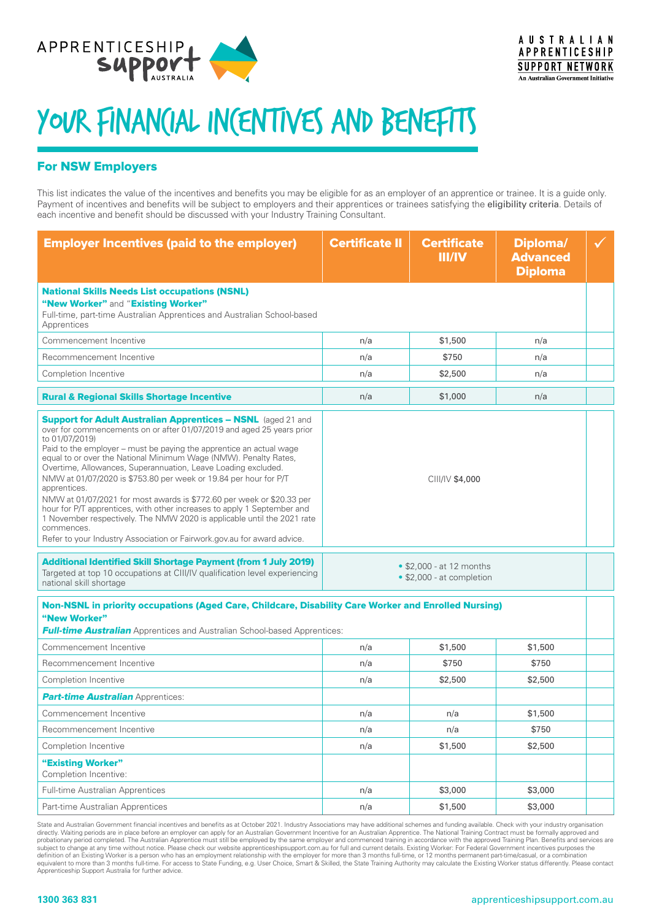APPRENTICESHIP support AUSTRALIA

AUSTRALIAN APPRENTICESHIP SUPPORT NETWORK
An Australian Government Initiative

# YOUR FINANCIAL INCENTIVES AND BENEFITS

## For NSW Employers

This list indicates the value of the incentives and benefits you may be eligible for as an employer of an apprentice or trainee. It is a guide only. Payment of incentives and benefits will be subject to employers and their apprentices or trainees satisfying the eligibility criteria. Details of each incentive and benefit should be discussed with your Industry Training Consultant.

| Employer Incentives (paid to the employer) | Certificate II | Certificate III/IV | Diploma/ Advanced Diploma | ✓ |
|---|---|---|---|---|
| **National Skills Needs List occupations (NSNL)** **"New Worker"** and **"Existing Worker"** Full-time, part-time Australian Apprentices and Australian School-based Apprentices | | | | |
| Commencement Incentive | n/a | $1,500 | n/a | |
| Recommencement Incentive | n/a | $750 | n/a | |
| Completion Incentive | n/a | $2,500 | n/a | |
| **Rural & Regional Skills Shortage Incentive** | n/a | $1,000 | n/a | |
| **Support for Adult Australian Apprentices – NSNL** (aged 21 and over for commencements on or after 01/07/2019 and aged 25 years prior to 01/07/2019) Paid to the employer – must be paying the apprentice an actual wage equal to or over the National Minimum Wage (NMW). Penalty Rates, Overtime, Allowances, Superannuation, Leave Loading excluded. NMW at 01/07/2020 is $753.80 per week or 19.84 per hour for P/T apprentices. NMW at 01/07/2021 for most awards is $772.60 per week or $20.33 per hour for P/T apprentices, with other increases to apply 1 September and 1 November respectively. The NMW 2020 is applicable until the 2021 rate commences. Refer to your Industry Association or Fairwork.gov.au for award advice. | CIII/IV $4,000 | | | |
| **Additional Identified Skill Shortage Payment (from 1 July 2019)** Targeted at top 10 occupations at CIII/IV qualification level experiencing national skill shortage | • $2,000 - at 12 months • $2,000 - at completion | | | |
| **Non-NSNL in priority occupations (Aged Care, Childcare, Disability Care Worker and Enrolled Nursing)** **"New Worker"** ***Full-time Australian*** Apprentices and Australian School-based Apprentices: | | | | |
| Commencement Incentive | n/a | $1,500 | $1,500 | |
| Recommencement Incentive | n/a | $750 | $750 | |
| Completion Incentive | n/a | $2,500 | $2,500 | |
| ***Part-time Australian*** Apprentices: | | | | |
| Commencement Incentive | n/a | n/a | $1,500 | |
| Recommencement Incentive | n/a | n/a | $750 | |
| Completion Incentive | n/a | $1,500 | $2,500 | |
| **"Existing Worker"** Completion Incentive: | | | | |
| Full-time Australian Apprentices | n/a | $3,000 | $3,000 | |
| Part-time Australian Apprentices | n/a | $1,500 | $3,000 | |

State and Australian Government financial incentives and benefits as at October 2021. Industry Associations may have additional schemes and funding available. Check with your industry organisation directly. Waiting periods are in place before an employer can apply for an Australian Government Incentive for an Australian Apprentice. The National Training Contract must be formally approved and probationary period completed. The Australian Apprentice must still be employed by the same employer and commenced training in accordance with the approved Training Plan. Benefits and services are subject to change at any time without notice. Please check our website apprenticeshipsupport.com.au for full and current details. Existing Worker: For Federal Government incentives purposes the definition of an Existing Worker is a person who has an employment relationship with the employer for more than 3 months full-time, or 12 months permanent part-time/casual, or a combination equivalent to more than 3 months full-time. For access to State Funding, e.g. User Choice, Smart & Skilled, the State Training Authority may calculate the Existing Worker status differently. Please contact Apprenticeship Support Australia for further advice.

1300 363 831 apprenticeshipsupport.com.au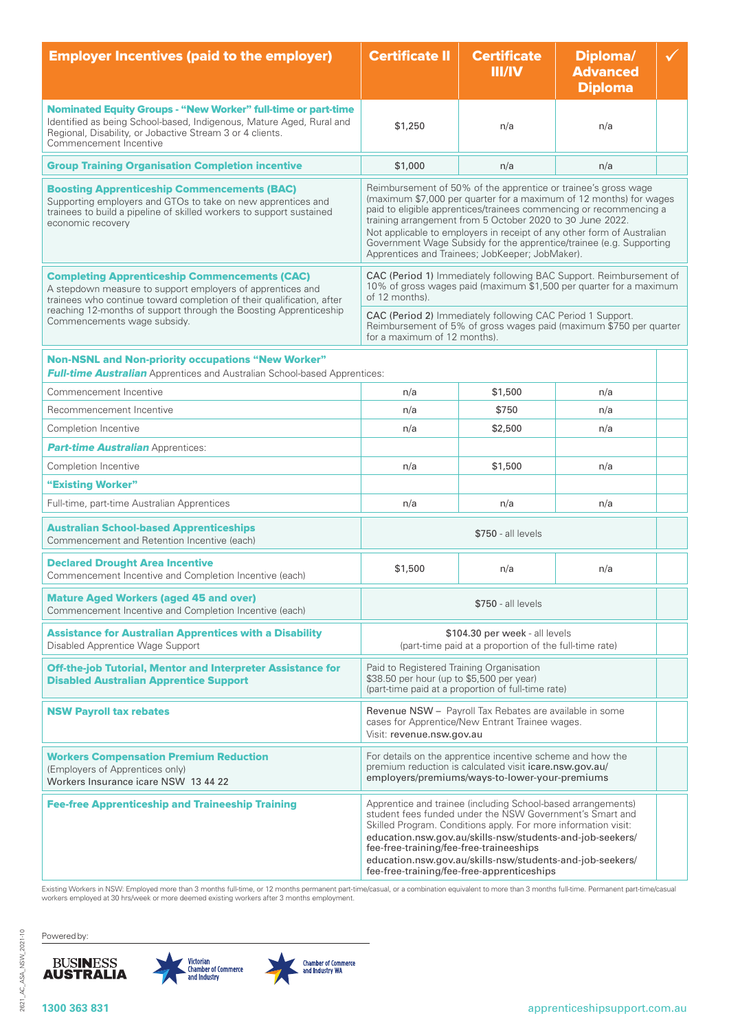| Employer Incentives (paid to the employer) | Certificate II | Certificate III/IV | Diploma/ Advanced Diploma | ✓ |
|---|---|---|---|---|
| **Nominated Equity Groups - "New Worker" full-time or part-time** Identified as being School-based, Indigenous, Mature Aged, Rural and Regional, Disability, or Jobactive Stream 3 or 4 clients. Commencement Incentive | $1,250 | n/a | n/a | |
| **Group Training Organisation Completion incentive** | $1,000 | n/a | n/a | |
| **Boosting Apprenticeship Commencements (BAC)** Supporting employers and GTOs to take on new apprentices and trainees to build a pipeline of skilled workers to support sustained economic recovery | Reimbursement of 50% of the apprentice or trainee's gross wage (maximum $7,000 per quarter for a maximum of 12 months) for wages paid to eligible apprentices/trainees commencing or recommencing a training arrangement from 5 October 2020 to 30 June 2022. Not applicable to employers in receipt of any other form of Australian Government Wage Subsidy for the apprentice/trainee (e.g. Supporting Apprentices and Trainees; JobKeeper; JobMaker). | | | |
| **Completing Apprenticeship Commencements (CAC)** A stepdown measure to support employers of apprentices and trainees who continue toward completion of their qualification, after reaching 12-months of support through the Boosting Apprenticeship Commencements wage subsidy. | CAC (Period 1) Immediately following BAC Support. Reimbursement of 10% of gross wages paid (maximum $1,500 per quarter for a maximum of 12 months). CAC (Period 2) Immediately following CAC Period 1 Support. Reimbursement of 5% of gross wages paid (maximum $750 per quarter for a maximum of 12 months). | | | |
| **Non-NSNL and Non-priority occupations "New Worker"** ***Full-time Australian*** Apprentices and Australian School-based Apprentices: | | | | |
| Commencement Incentive | n/a | $1,500 | n/a | |
| Recommencement Incentive | n/a | $750 | n/a | |
| Completion Incentive | n/a | $2,500 | n/a | |
| ***Part-time Australian*** Apprentices: | | | | |
| Completion Incentive | n/a | $1,500 | n/a | |
| **"Existing Worker"** | | | | |
| Full-time, part-time Australian Apprentices | n/a | n/a | n/a | |
| **Australian School-based Apprenticeships** Commencement and Retention Incentive (each) | $750 - all levels | | | |
| **Declared Drought Area Incentive** Commencement Incentive and Completion Incentive (each) | $1,500 | n/a | n/a | |
| **Mature Aged Workers (aged 45 and over)** Commencement Incentive and Completion Incentive (each) | $750 - all levels | | | |
| **Assistance for Australian Apprentices with a Disability** Disabled Apprentice Wage Support | $104.30 per week - all levels (part-time paid at a proportion of the full-time rate) | | | |
| **Off-the-job Tutorial, Mentor and Interpreter Assistance for Disabled Australian Apprentice Support** | Paid to Registered Training Organisation $38.50 per hour (up to $5,500 per year) (part-time paid at a proportion of full-time rate) | | | |
| **NSW Payroll tax rebates** | Revenue NSW – Payroll Tax Rebates are available in some cases for Apprentice/New Entrant Trainee wages. Visit: revenue.nsw.gov.au | | | |
| **Workers Compensation Premium Reduction** (Employers of Apprentices only) Workers Insurance icare NSW 13 44 22 | For details on the apprentice incentive scheme and how the premium reduction is calculated visit icare.nsw.gov.au/employers/premiums/ways-to-lower-your-premiums | | | |
| **Fee-free Apprenticeship and Traineeship Training** | Apprentice and trainee (including School-based arrangements) student fees funded under the NSW Government's Smart and Skilled Program. Conditions apply. For more information visit: education.nsw.gov.au/skills-nsw/students-and-job-seekers/fee-free-training/fee-free-traineeships education.nsw.gov.au/skills-nsw/students-and-job-seekers/fee-free-training/fee-free-apprenticeships | | | |

Existing Workers in NSW: Employed more than 3 months full-time, or 12 months permanent part-time/casual, or a combination equivalent to more than 3 months full-time. Permanent part-time/casual workers employed at 30 hrs/week or more deemed existing workers after 3 months employment.

Powered by:

BUSINESS AUSTRALIA | Victorian Chamber of Commerce and Industry | Chamber of Commerce and Industry WA

2621_AC_ASA_NSW_2021-10

1300 363 831

apprenticeshipsupport.com.au